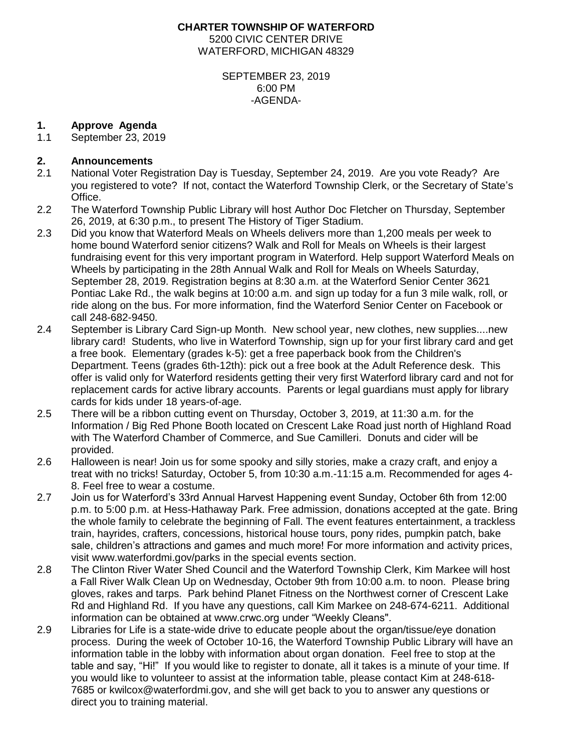**CHARTER TOWNSHIP OF WATERFORD**
5200 CIVIC CENTER DRIVE
WATERFORD, MICHIGAN 48329

SEPTEMBER 23, 2019
6:00 PM
-AGENDA-

**1. Approve Agenda**

1.1 September 23, 2019

**2. Announcements**

2.1 National Voter Registration Day is Tuesday, September 24, 2019. Are you vote Ready? Are you registered to vote? If not, contact the Waterford Township Clerk, or the Secretary of State's Office.

2.2 The Waterford Township Public Library will host Author Doc Fletcher on Thursday, September 26, 2019, at 6:30 p.m., to present The History of Tiger Stadium.

2.3 Did you know that Waterford Meals on Wheels delivers more than 1,200 meals per week to home bound Waterford senior citizens? Walk and Roll for Meals on Wheels is their largest fundraising event for this very important program in Waterford. Help support Waterford Meals on Wheels by participating in the 28th Annual Walk and Roll for Meals on Wheels Saturday, September 28, 2019. Registration begins at 8:30 a.m. at the Waterford Senior Center 3621 Pontiac Lake Rd., the walk begins at 10:00 a.m. and sign up today for a fun 3 mile walk, roll, or ride along on the bus. For more information, find the Waterford Senior Center on Facebook or call 248-682-9450.

2.4 September is Library Card Sign-up Month. New school year, new clothes, new supplies....new library card! Students, who live in Waterford Township, sign up for your first library card and get a free book. Elementary (grades k-5): get a free paperback book from the Children's Department. Teens (grades 6th-12th): pick out a free book at the Adult Reference desk. This offer is valid only for Waterford residents getting their very first Waterford library card and not for replacement cards for active library accounts. Parents or legal guardians must apply for library cards for kids under 18 years-of-age.

2.5 There will be a ribbon cutting event on Thursday, October 3, 2019, at 11:30 a.m. for the Information / Big Red Phone Booth located on Crescent Lake Road just north of Highland Road with The Waterford Chamber of Commerce, and Sue Camilleri. Donuts and cider will be provided.

2.6 Halloween is near! Join us for some spooky and silly stories, make a crazy craft, and enjoy a treat with no tricks! Saturday, October 5, from 10:30 a.m.-11:15 a.m. Recommended for ages 4-8. Feel free to wear a costume.

2.7 Join us for Waterford's 33rd Annual Harvest Happening event Sunday, October 6th from 12:00 p.m. to 5:00 p.m. at Hess-Hathaway Park. Free admission, donations accepted at the gate. Bring the whole family to celebrate the beginning of Fall. The event features entertainment, a trackless train, hayrides, crafters, concessions, historical house tours, pony rides, pumpkin patch, bake sale, children's attractions and games and much more! For more information and activity prices, visit www.waterfordmi.gov/parks in the special events section.

2.8 The Clinton River Water Shed Council and the Waterford Township Clerk, Kim Markee will host a Fall River Walk Clean Up on Wednesday, October 9th from 10:00 a.m. to noon. Please bring gloves, rakes and tarps. Park behind Planet Fitness on the Northwest corner of Crescent Lake Rd and Highland Rd. If you have any questions, call Kim Markee on 248-674-6211. Additional information can be obtained at www.crwc.org under "Weekly Cleans".

2.9 Libraries for Life is a state-wide drive to educate people about the organ/tissue/eye donation process. During the week of October 10-16, the Waterford Township Public Library will have an information table in the lobby with information about organ donation. Feel free to stop at the table and say, "Hi!" If you would like to register to donate, all it takes is a minute of your time. If you would like to volunteer to assist at the information table, please contact Kim at 248-618-7685 or kwilcox@waterfordmi.gov, and she will get back to you to answer any questions or direct you to training material.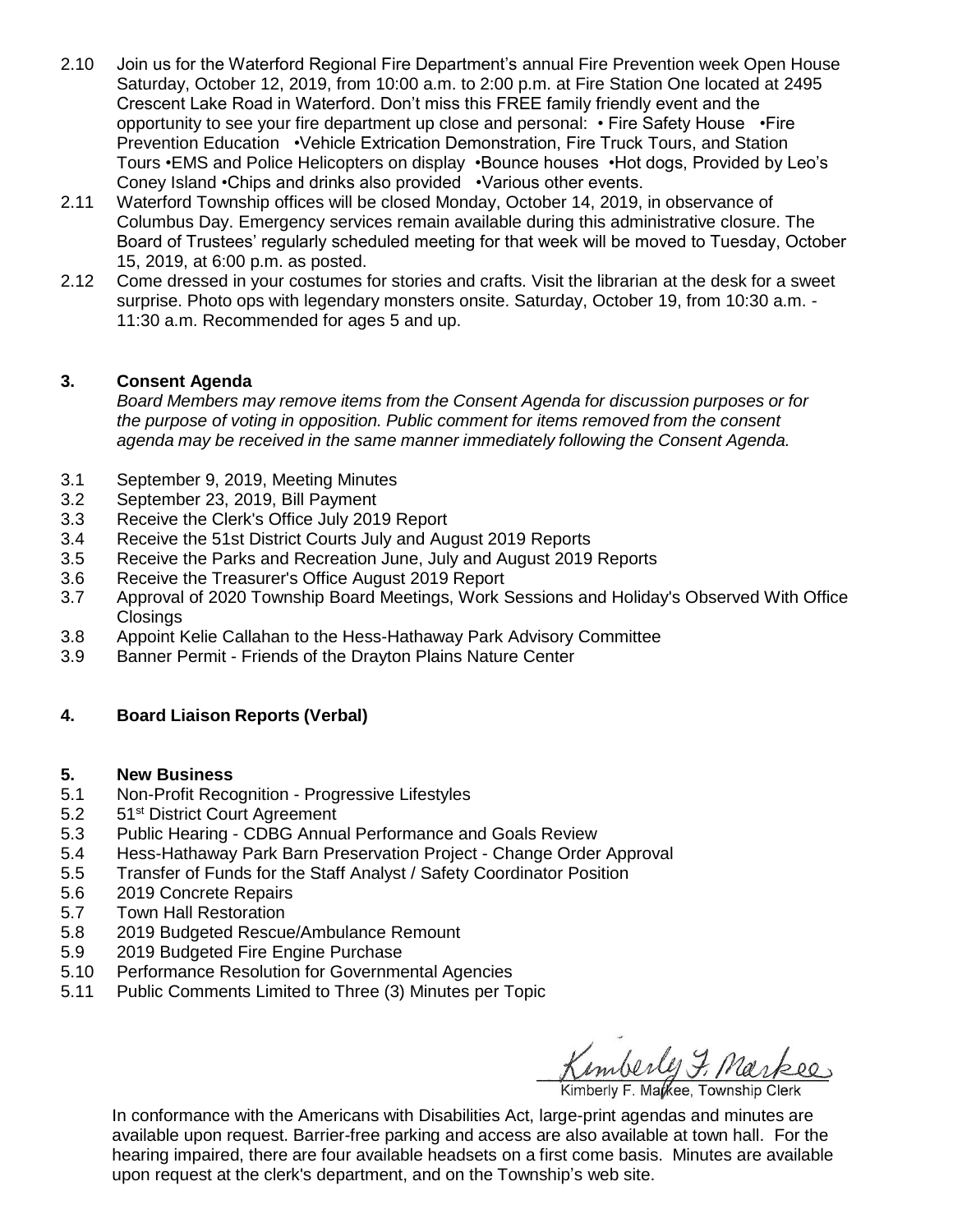2.10 Join us for the Waterford Regional Fire Department's annual Fire Prevention week Open House Saturday, October 12, 2019, from 10:00 a.m. to 2:00 p.m. at Fire Station One located at 2495 Crescent Lake Road in Waterford. Don't miss this FREE family friendly event and the opportunity to see your fire department up close and personal: • Fire Safety House •Fire Prevention Education •Vehicle Extrication Demonstration, Fire Truck Tours, and Station Tours •EMS and Police Helicopters on display •Bounce houses •Hot dogs, Provided by Leo's Coney Island •Chips and drinks also provided •Various other events.

2.11 Waterford Township offices will be closed Monday, October 14, 2019, in observance of Columbus Day. Emergency services remain available during this administrative closure. The Board of Trustees' regularly scheduled meeting for that week will be moved to Tuesday, October 15, 2019, at 6:00 p.m. as posted.

2.12 Come dressed in your costumes for stories and crafts. Visit the librarian at the desk for a sweet surprise. Photo ops with legendary monsters onsite. Saturday, October 19, from 10:30 a.m. - 11:30 a.m. Recommended for ages 5 and up.

## 3. Consent Agenda

*Board Members may remove items from the Consent Agenda for discussion purposes or for the purpose of voting in opposition. Public comment for items removed from the consent agenda may be received in the same manner immediately following the Consent Agenda.*

3.1 September 9, 2019, Meeting Minutes
3.2 September 23, 2019, Bill Payment
3.3 Receive the Clerk's Office July 2019 Report
3.4 Receive the 51st District Courts July and August 2019 Reports
3.5 Receive the Parks and Recreation June, July and August 2019 Reports
3.6 Receive the Treasurer's Office August 2019 Report
3.7 Approval of 2020 Township Board Meetings, Work Sessions and Holiday's Observed With Office Closings
3.8 Appoint Kelie Callahan to the Hess-Hathaway Park Advisory Committee
3.9 Banner Permit - Friends of the Drayton Plains Nature Center

## 4. Board Liaison Reports (Verbal)

## 5. New Business

5.1 Non-Profit Recognition - Progressive Lifestyles
5.2 51st District Court Agreement
5.3 Public Hearing - CDBG Annual Performance and Goals Review
5.4 Hess-Hathaway Park Barn Preservation Project - Change Order Approval
5.5 Transfer of Funds for the Staff Analyst / Safety Coordinator Position
5.6 2019 Concrete Repairs
5.7 Town Hall Restoration
5.8 2019 Budgeted Rescue/Ambulance Remount
5.9 2019 Budgeted Fire Engine Purchase
5.10 Performance Resolution for Governmental Agencies
5.11 Public Comments Limited to Three (3) Minutes per Topic

Kimberly F. Markee

Kimberly F. Markee, Township Clerk

In conformance with the Americans with Disabilities Act, large-print agendas and minutes are available upon request. Barrier-free parking and access are also available at town hall. For the hearing impaired, there are four available headsets on a first come basis. Minutes are available upon request at the clerk's department, and on the Township's web site.